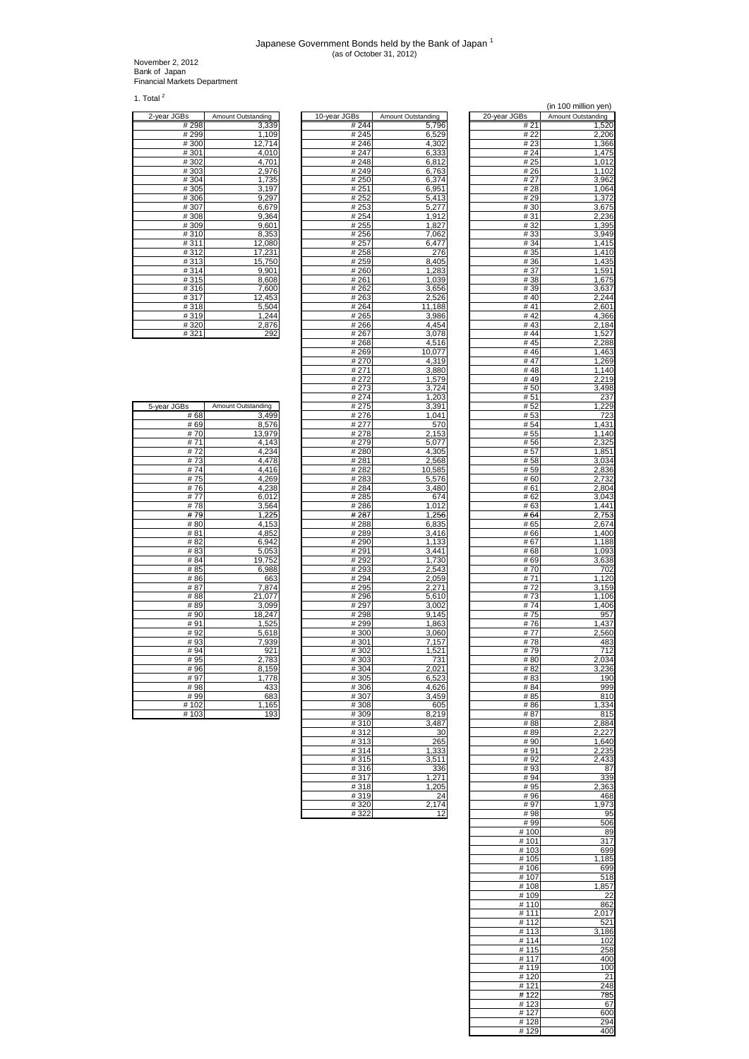# Japanese Government Bonds held by the Bank of Japan [1]

(as of October 31, 2012)

November 2, 2012
Bank of Japan
Financial Markets Department

1. Total [2]

(in 100 million yen)

| 2-year JGBs | Amount Outstanding |
|---|---|
| # 298 | 3,339 |
| # 299 | 1,109 |
| # 300 | 12,714 |
| # 301 | 4,010 |
| # 302 | 4,701 |
| # 303 | 2,976 |
| # 304 | 1,735 |
| # 305 | 3,197 |
| # 306 | 9,297 |
| # 307 | 6,679 |
| # 308 | 9,364 |
| # 309 | 9,601 |
| # 310 | 8,353 |
| # 311 | 12,080 |
| # 312 | 17,231 |
| # 313 | 15,750 |
| # 314 | 9,901 |
| # 315 | 8,608 |
| # 316 | 7,600 |
| # 317 | 12,453 |
| # 318 | 5,504 |
| # 319 | 1,244 |
| # 320 | 2,876 |
| # 321 | 292 |

| 5-year JGBs | Amount Outstanding |
|---|---|
| # 68 | 3,499 |
| # 69 | 8,576 |
| # 70 | 13,979 |
| # 71 | 4,143 |
| # 72 | 4,234 |
| # 73 | 4,478 |
| # 74 | 4,416 |
| # 75 | 4,269 |
| # 76 | 4,238 |
| # 77 | 6,012 |
| # 78 | 3,564 |
| # 79 | 1,225 |
| # 80 | 4,153 |
| # 81 | 4,852 |
| # 82 | 6,942 |
| # 83 | 5,053 |
| # 84 | 19,752 |
| # 85 | 6,988 |
| # 86 | 663 |
| # 87 | 7,874 |
| # 88 | 21,077 |
| # 89 | 3,099 |
| # 90 | 18,247 |
| # 91 | 1,525 |
| # 92 | 5,618 |
| # 93 | 7,939 |
| # 94 | 921 |
| # 95 | 2,783 |
| # 96 | 8,159 |
| # 97 | 1,778 |
| # 98 | 433 |
| # 99 | 683 |
| # 102 | 1,165 |
| # 103 | 193 |

| 10-year JGBs | Amount Outstanding |
|---|---|
| # 244 | 5,796 |
| # 245 | 6,529 |
| # 246 | 4,302 |
| # 247 | 6,333 |
| # 248 | 6,812 |
| # 249 | 6,763 |
| # 250 | 6,374 |
| # 251 | 6,951 |
| # 252 | 5,413 |
| # 253 | 5,277 |
| # 254 | 1,912 |
| # 255 | 1,827 |
| # 256 | 7,062 |
| # 257 | 6,477 |
| # 258 | 276 |
| # 259 | 8,405 |
| # 260 | 1,283 |
| # 261 | 1,039 |
| # 262 | 3,656 |
| # 263 | 2,526 |
| # 264 | 11,188 |
| # 265 | 3,986 |
| # 266 | 4,454 |
| # 267 | 3,078 |
| # 268 | 4,516 |
| # 269 | 10,077 |
| # 270 | 4,319 |
| # 271 | 3,880 |
| # 272 | 1,579 |
| # 273 | 3,724 |
| # 274 | 1,203 |
| # 275 | 3,391 |
| # 276 | 1,041 |
| # 277 | 570 |
| # 278 | 2,153 |
| # 279 | 5,077 |
| # 280 | 4,305 |
| # 281 | 2,568 |
| # 282 | 10,585 |
| # 283 | 5,576 |
| # 284 | 3,480 |
| # 285 | 674 |
| # 286 | 1,012 |
| # 287 | 1,256 |
| # 288 | 6,835 |
| # 289 | 3,416 |
| # 290 | 1,133 |
| # 291 | 3,441 |
| # 292 | 1,730 |
| # 293 | 2,543 |
| # 294 | 2,059 |
| # 295 | 2,271 |
| # 296 | 5,610 |
| # 297 | 3,002 |
| # 298 | 9,145 |
| # 299 | 1,863 |
| # 300 | 3,060 |
| # 301 | 7,157 |
| # 302 | 1,521 |
| # 303 | 731 |
| # 304 | 2,021 |
| # 305 | 6,523 |
| # 306 | 4,626 |
| # 307 | 3,459 |
| # 308 | 605 |
| # 309 | 8,219 |
| # 310 | 3,487 |
| # 312 | 30 |
| # 313 | 265 |
| # 314 | 1,333 |
| # 315 | 3,511 |
| # 316 | 336 |
| # 317 | 1,271 |
| # 318 | 1,205 |
| # 319 | 24 |
| # 320 | 2,174 |
| # 322 | 12 |

| 20-year JGBs | Amount Outstanding |
|---|---|
| # 21 | 1,520 |
| # 22 | 2,206 |
| # 23 | 1,366 |
| # 24 | 1,475 |
| # 25 | 1,012 |
| # 26 | 1,102 |
| # 27 | 3,962 |
| # 28 | 1,064 |
| # 29 | 1,372 |
| # 30 | 3,675 |
| # 31 | 2,236 |
| # 32 | 1,395 |
| # 33 | 3,949 |
| # 34 | 1,415 |
| # 35 | 1,410 |
| # 36 | 1,435 |
| # 37 | 1,591 |
| # 38 | 1,675 |
| # 39 | 3,637 |
| # 40 | 2,244 |
| # 41 | 2,601 |
| # 42 | 4,366 |
| # 43 | 2,184 |
| # 44 | 1,527 |
| # 45 | 2,288 |
| # 46 | 1,463 |
| # 47 | 1,269 |
| # 48 | 1,140 |
| # 49 | 2,219 |
| # 50 | 3,498 |
| # 51 | 237 |
| # 52 | 1,229 |
| # 53 | 723 |
| # 54 | 1,431 |
| # 55 | 1,140 |
| # 56 | 2,325 |
| # 57 | 1,851 |
| # 58 | 3,034 |
| # 59 | 2,836 |
| # 60 | 2,732 |
| # 61 | 2,804 |
| # 62 | 3,043 |
| # 63 | 1,441 |
| # 64 | 2,753 |
| # 65 | 2,674 |
| # 66 | 1,400 |
| # 67 | 1,188 |
| # 68 | 1,093 |
| # 69 | 3,638 |
| # 70 | 702 |
| # 71 | 1,120 |
| # 72 | 3,159 |
| # 73 | 1,106 |
| # 74 | 1,406 |
| # 75 | 957 |
| # 76 | 1,437 |
| # 77 | 2,560 |
| # 78 | 483 |
| # 79 | 712 |
| # 80 | 2,034 |
| # 82 | 3,236 |
| # 83 | 190 |
| # 84 | 999 |
| # 85 | 810 |
| # 86 | 1,334 |
| # 87 | 815 |
| # 88 | 2,884 |
| # 89 | 2,227 |
| # 90 | 1,640 |
| # 91 | 2,235 |
| # 92 | 2,433 |
| # 93 | 87 |
| # 94 | 339 |
| # 95 | 2,363 |
| # 96 | 468 |
| # 97 | 1,973 |
| # 98 | 95 |
| # 99 | 506 |
| # 100 | 89 |
| # 101 | 317 |
| # 103 | 699 |
| # 105 | 1,185 |
| # 106 | 699 |
| # 107 | 518 |
| # 108 | 1,857 |
| # 109 | 22 |
| # 110 | 862 |
| # 111 | 2,017 |
| # 112 | 521 |
| # 113 | 3,186 |
| # 114 | 102 |
| # 115 | 258 |
| # 117 | 400 |
| # 119 | 100 |
| # 120 | 21 |
| # 121 | 248 |
| # 122 | 785 |
| # 123 | 67 |
| # 127 | 600 |
| # 128 | 294 |
| # 129 | 400 |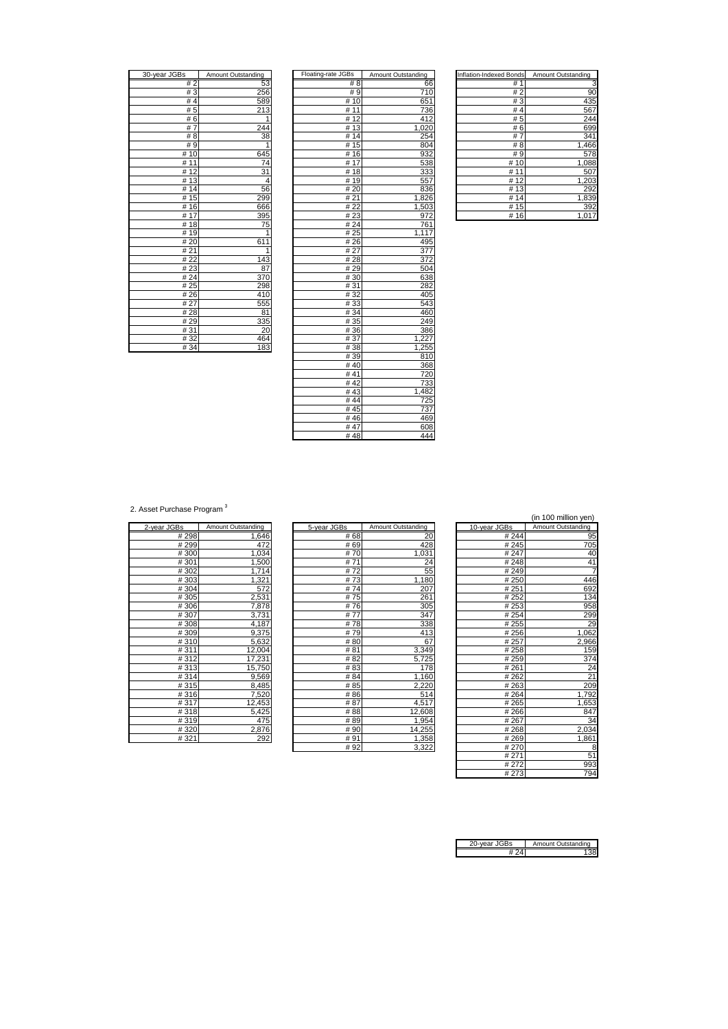| 30-year JGBs | Amount Outstanding |
|---|---|
| # 2 | 53 |
| # 3 | 256 |
| # 4 | 589 |
| # 5 | 213 |
| # 6 | 1 |
| # 7 | 244 |
| # 8 | 38 |
| # 9 | 1 |
| # 10 | 645 |
| # 11 | 74 |
| # 12 | 31 |
| # 13 | 4 |
| # 14 | 56 |
| # 15 | 299 |
| # 16 | 666 |
| # 17 | 395 |
| # 18 | 75 |
| # 19 | 1 |
| # 20 | 611 |
| # 21 | 1 |
| # 22 | 143 |
| # 23 | 87 |
| # 24 | 370 |
| # 25 | 298 |
| # 26 | 410 |
| # 27 | 555 |
| # 28 | 81 |
| # 29 | 335 |
| # 31 | 20 |
| # 32 | 464 |
| # 34 | 183 |

| Floating-rate JGBs | Amount Outstanding |
|---|---|
| # 8 | 66 |
| # 9 | 710 |
| # 10 | 651 |
| # 11 | 736 |
| # 12 | 412 |
| # 13 | 1,020 |
| # 14 | 254 |
| # 15 | 804 |
| # 16 | 932 |
| # 17 | 538 |
| # 18 | 333 |
| # 19 | 557 |
| # 20 | 836 |
| # 21 | 1,826 |
| # 22 | 1,503 |
| # 23 | 972 |
| # 24 | 761 |
| # 25 | 1,117 |
| # 26 | 495 |
| # 27 | 377 |
| # 28 | 372 |
| # 29 | 504 |
| # 30 | 638 |
| # 31 | 282 |
| # 32 | 405 |
| # 33 | 543 |
| # 34 | 460 |
| # 35 | 249 |
| # 36 | 386 |
| # 37 | 1,227 |
| # 38 | 1,255 |
| # 39 | 810 |
| # 40 | 368 |
| # 41 | 720 |
| # 42 | 733 |
| # 43 | 1,482 |
| # 44 | 725 |
| # 45 | 737 |
| # 46 | 469 |
| # 47 | 608 |
| # 48 | 444 |

| Inflation-Indexed Bonds | Amount Outstanding |
|---|---|
| # 1 | 3 |
| # 2 | 90 |
| # 3 | 435 |
| # 4 | 567 |
| # 5 | 244 |
| # 6 | 699 |
| # 7 | 341 |
| # 8 | 1,466 |
| # 9 | 578 |
| # 10 | 1,088 |
| # 11 | 507 |
| # 12 | 1,203 |
| # 13 | 292 |
| # 14 | 1,839 |
| # 15 | 392 |
| # 16 | 1,017 |

2. Asset Purchase Program [3]

(in 100 million yen)

| 2-year JGBs | Amount Outstanding |
|---|---|
| # 298 | 1,646 |
| # 299 | 472 |
| # 300 | 1,034 |
| # 301 | 1,500 |
| # 302 | 1,714 |
| # 303 | 1,321 |
| # 304 | 572 |
| # 305 | 2,531 |
| # 306 | 7,878 |
| # 307 | 3,731 |
| # 308 | 4,187 |
| # 309 | 9,375 |
| # 310 | 5,632 |
| # 311 | 12,004 |
| # 312 | 17,231 |
| # 313 | 15,750 |
| # 314 | 9,569 |
| # 315 | 8,485 |
| # 316 | 7,520 |
| # 317 | 12,453 |
| # 318 | 5,425 |
| # 319 | 475 |
| # 320 | 2,876 |
| # 321 | 292 |

| 5-year JGBs | Amount Outstanding |
|---|---|
| # 68 | 20 |
| # 69 | 428 |
| # 70 | 1,031 |
| # 71 | 24 |
| # 72 | 55 |
| # 73 | 1,180 |
| # 74 | 207 |
| # 75 | 261 |
| # 76 | 305 |
| # 77 | 347 |
| # 78 | 338 |
| # 79 | 413 |
| # 80 | 67 |
| # 81 | 3,349 |
| # 82 | 5,725 |
| # 83 | 178 |
| # 84 | 1,160 |
| # 85 | 2,220 |
| # 86 | 514 |
| # 87 | 4,517 |
| # 88 | 12,608 |
| # 89 | 1,954 |
| # 90 | 14,255 |
| # 91 | 1,358 |
| # 92 | 3,322 |

| 10-year JGBs | Amount Outstanding |
|---|---|
| # 244 | 95 |
| # 245 | 705 |
| # 247 | 40 |
| # 248 | 41 |
| # 249 | 7 |
| # 250 | 446 |
| # 251 | 692 |
| # 252 | 134 |
| # 253 | 958 |
| # 254 | 299 |
| # 255 | 29 |
| # 256 | 1,062 |
| # 257 | 2,966 |
| # 258 | 159 |
| # 259 | 374 |
| # 261 | 24 |
| # 262 | 21 |
| # 263 | 209 |
| # 264 | 1,792 |
| # 265 | 1,653 |
| # 266 | 847 |
| # 267 | 34 |
| # 268 | 2,034 |
| # 269 | 1,861 |
| # 270 | 8 |
| # 271 | 51 |
| # 272 | 993 |
| # 273 | 794 |

| 20-year JGBs | Amount Outstanding |
|---|---|
| # 24 | 138 |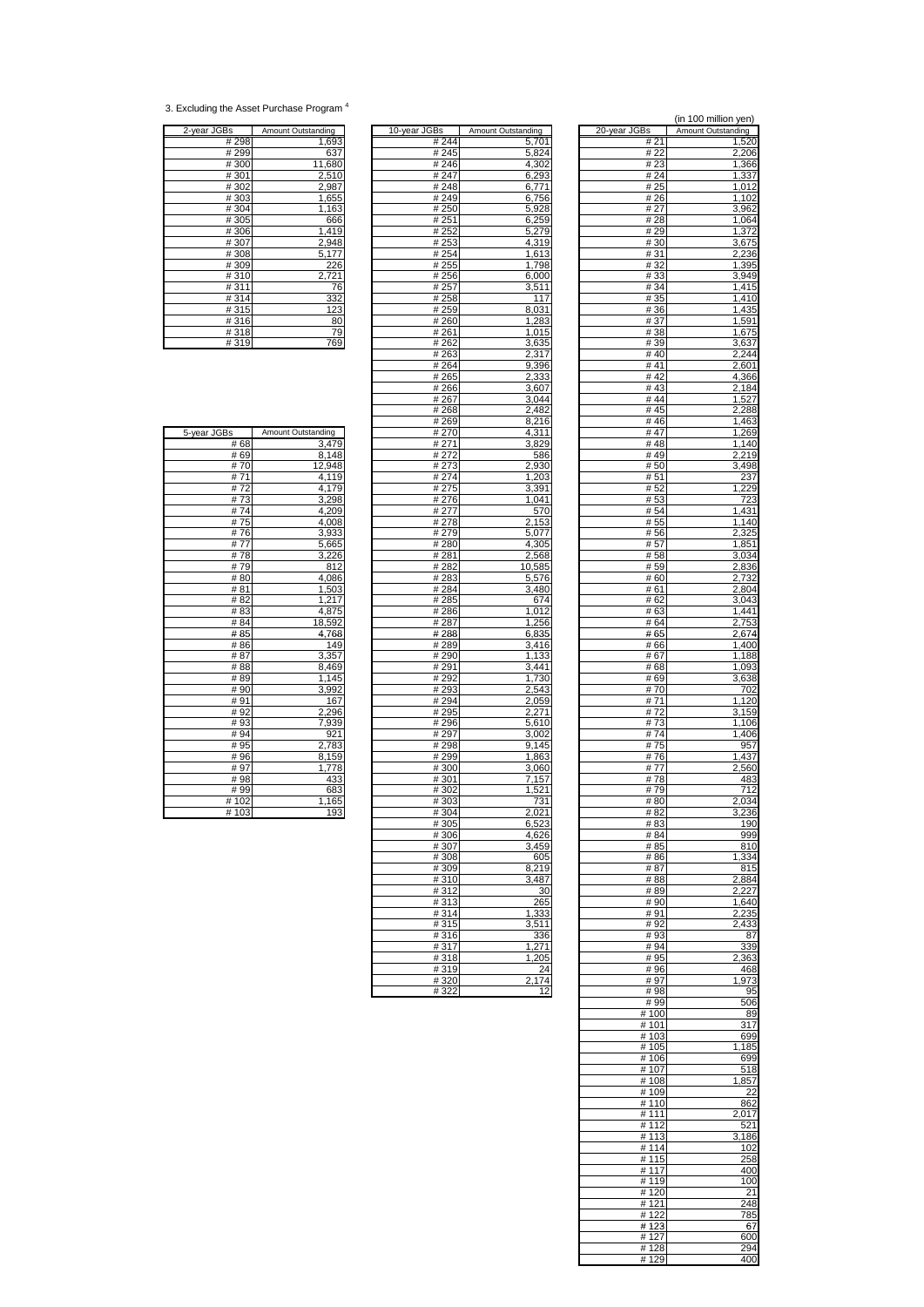3. Excluding the Asset Purchase Program [4]

(in 100 million yen)

| 2-year JGBs | Amount Outstanding |
|---|---|
| # 298 | 1,693 |
| # 299 | 637 |
| # 300 | 11,680 |
| # 301 | 2,510 |
| # 302 | 2,987 |
| # 303 | 1,655 |
| # 304 | 1,163 |
| # 305 | 666 |
| # 306 | 1,419 |
| # 307 | 2,948 |
| # 308 | 5,177 |
| # 309 | 226 |
| # 310 | 2,721 |
| # 311 | 76 |
| # 314 | 332 |
| # 315 | 123 |
| # 316 | 80 |
| # 318 | 79 |
| # 319 | 769 |

| 5-year JGBs | Amount Outstanding |
|---|---|
| # 68 | 3,479 |
| # 69 | 8,148 |
| # 70 | 12,948 |
| # 71 | 4,119 |
| # 72 | 4,179 |
| # 73 | 3,298 |
| # 74 | 4,209 |
| # 75 | 4,008 |
| # 76 | 3,933 |
| # 77 | 5,665 |
| # 78 | 3,226 |
| # 79 | 812 |
| # 80 | 4,086 |
| # 81 | 1,503 |
| # 82 | 1,217 |
| # 83 | 4,875 |
| # 84 | 18,592 |
| # 85 | 4,768 |
| # 86 | 149 |
| # 87 | 3,357 |
| # 88 | 8,469 |
| # 89 | 1,145 |
| # 90 | 3,992 |
| # 91 | 167 |
| # 92 | 2,296 |
| # 93 | 7,939 |
| # 94 | 921 |
| # 95 | 2,783 |
| # 96 | 8,159 |
| # 97 | 1,778 |
| # 98 | 433 |
| # 99 | 683 |
| # 102 | 1,165 |
| # 103 | 193 |

| 10-year JGBs | Amount Outstanding |
|---|---|
| # 244 | 5,701 |
| # 245 | 5,824 |
| # 246 | 4,302 |
| # 247 | 6,293 |
| # 248 | 6,771 |
| # 249 | 6,756 |
| # 250 | 5,928 |
| # 251 | 6,259 |
| # 252 | 5,279 |
| # 253 | 4,319 |
| # 254 | 1,613 |
| # 255 | 1,798 |
| # 256 | 6,000 |
| # 257 | 3,511 |
| # 258 | 117 |
| # 259 | 8,031 |
| # 260 | 1,283 |
| # 261 | 1,015 |
| # 262 | 3,635 |
| # 263 | 2,317 |
| # 264 | 9,396 |
| # 265 | 2,333 |
| # 266 | 3,607 |
| # 267 | 3,044 |
| # 268 | 2,482 |
| # 269 | 8,216 |
| # 270 | 4,311 |
| # 271 | 3,829 |
| # 272 | 586 |
| # 273 | 2,930 |
| # 274 | 1,203 |
| # 275 | 3,391 |
| # 276 | 1,041 |
| # 277 | 570 |
| # 278 | 2,153 |
| # 279 | 5,077 |
| # 280 | 4,305 |
| # 281 | 2,568 |
| # 282 | 10,585 |
| # 283 | 5,576 |
| # 284 | 3,480 |
| # 285 | 674 |
| # 286 | 1,012 |
| # 287 | 1,256 |
| # 288 | 6,835 |
| # 289 | 3,416 |
| # 290 | 1,133 |
| # 291 | 3,441 |
| # 292 | 1,730 |
| # 293 | 2,543 |
| # 294 | 2,059 |
| # 295 | 2,271 |
| # 296 | 5,610 |
| # 297 | 3,002 |
| # 298 | 9,145 |
| # 299 | 1,863 |
| # 300 | 3,060 |
| # 301 | 7,157 |
| # 302 | 1,521 |
| # 303 | 731 |
| # 304 | 2,021 |
| # 305 | 6,523 |
| # 306 | 4,626 |
| # 307 | 3,459 |
| # 308 | 605 |
| # 309 | 8,219 |
| # 310 | 3,487 |
| # 312 | 30 |
| # 313 | 265 |
| # 314 | 1,333 |
| # 315 | 3,511 |
| # 316 | 336 |
| # 317 | 1,271 |
| # 318 | 1,205 |
| # 319 | 24 |
| # 320 | 2,174 |
| # 322 | 12 |

| 20-year JGBs | Amount Outstanding |
|---|---|
| # 21 | 1,520 |
| # 22 | 2,206 |
| # 23 | 1,366 |
| # 24 | 1,337 |
| # 25 | 1,012 |
| # 26 | 1,102 |
| # 27 | 3,962 |
| # 28 | 1,064 |
| # 29 | 1,372 |
| # 30 | 3,675 |
| # 31 | 2,236 |
| # 32 | 1,395 |
| # 33 | 3,949 |
| # 34 | 1,415 |
| # 35 | 1,410 |
| # 36 | 1,435 |
| # 37 | 1,591 |
| # 38 | 1,675 |
| # 39 | 3,637 |
| # 40 | 2,244 |
| # 41 | 2,601 |
| # 42 | 4,366 |
| # 43 | 2,184 |
| # 44 | 1,527 |
| # 45 | 2,288 |
| # 46 | 1,463 |
| # 47 | 1,269 |
| # 48 | 1,140 |
| # 49 | 2,219 |
| # 50 | 3,498 |
| # 51 | 237 |
| # 52 | 1,229 |
| # 53 | 723 |
| # 54 | 1,431 |
| # 55 | 1,140 |
| # 56 | 2,325 |
| # 57 | 1,851 |
| # 58 | 3,034 |
| # 59 | 2,836 |
| # 60 | 2,732 |
| # 61 | 2,804 |
| # 62 | 3,043 |
| # 63 | 1,441 |
| # 64 | 2,753 |
| # 65 | 2,674 |
| # 66 | 1,400 |
| # 67 | 1,188 |
| # 68 | 1,093 |
| # 69 | 3,638 |
| # 70 | 702 |
| # 71 | 1,120 |
| # 72 | 3,159 |
| # 73 | 1,106 |
| # 74 | 1,406 |
| # 75 | 957 |
| # 76 | 1,437 |
| # 77 | 2,560 |
| # 78 | 483 |
| # 79 | 712 |
| # 80 | 2,034 |
| # 82 | 3,236 |
| # 83 | 190 |
| # 84 | 999 |
| # 85 | 810 |
| # 86 | 1,334 |
| # 87 | 815 |
| # 88 | 2,884 |
| # 89 | 2,227 |
| # 90 | 1,640 |
| # 91 | 2,235 |
| # 92 | 2,433 |
| # 93 | 87 |
| # 94 | 339 |
| # 95 | 2,363 |
| # 96 | 468 |
| # 97 | 1,973 |
| # 98 | 95 |
| # 99 | 506 |
| # 100 | 89 |
| # 101 | 317 |
| # 103 | 699 |
| # 105 | 1,185 |
| # 106 | 699 |
| # 107 | 518 |
| # 108 | 1,857 |
| # 109 | 22 |
| # 110 | 862 |
| # 111 | 2,017 |
| # 112 | 521 |
| # 113 | 3,186 |
| # 114 | 102 |
| # 115 | 258 |
| # 117 | 400 |
| # 119 | 100 |
| # 120 | 21 |
| # 121 | 248 |
| # 122 | 785 |
| # 123 | 67 |
| # 127 | 600 |
| # 128 | 294 |
| # 129 | 400 |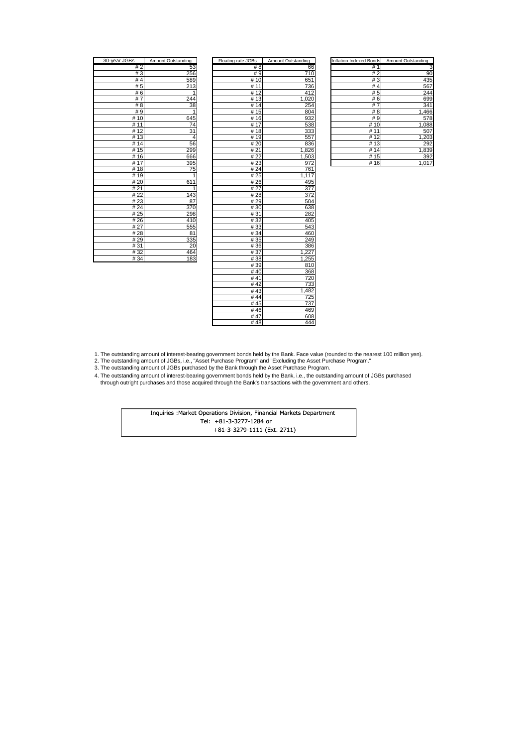| 30-year JGBs | Amount Outstanding |
|---|---|
| # 2 | 53 |
| # 3 | 256 |
| # 4 | 589 |
| # 5 | 213 |
| # 6 | 1 |
| # 7 | 244 |
| # 8 | 38 |
| # 9 | 1 |
| # 10 | 645 |
| # 11 | 74 |
| # 12 | 31 |
| # 13 | 4 |
| # 14 | 56 |
| # 15 | 299 |
| # 16 | 666 |
| # 17 | 395 |
| # 18 | 75 |
| # 19 | 1 |
| # 20 | 611 |
| # 21 | 1 |
| # 22 | 143 |
| # 23 | 87 |
| # 24 | 370 |
| # 25 | 298 |
| # 26 | 410 |
| # 27 | 555 |
| # 28 | 81 |
| # 29 | 335 |
| # 31 | 20 |
| # 32 | 464 |
| # 34 | 183 |

| Floating-rate JGBs | Amount Outstanding |
|---|---|
| # 8 | 66 |
| # 9 | 710 |
| # 10 | 651 |
| # 11 | 736 |
| # 12 | 412 |
| # 13 | 1,020 |
| # 14 | 254 |
| # 15 | 804 |
| # 16 | 932 |
| # 17 | 538 |
| # 18 | 333 |
| # 19 | 557 |
| # 20 | 836 |
| # 21 | 1,826 |
| # 22 | 1,503 |
| # 23 | 972 |
| # 24 | 761 |
| # 25 | 1,117 |
| # 26 | 495 |
| # 27 | 377 |
| # 28 | 372 |
| # 29 | 504 |
| # 30 | 638 |
| # 31 | 282 |
| # 32 | 405 |
| # 33 | 543 |
| # 34 | 460 |
| # 35 | 249 |
| # 36 | 386 |
| # 37 | 1,227 |
| # 38 | 1,255 |
| # 39 | 810 |
| # 40 | 368 |
| # 41 | 720 |
| # 42 | 733 |
| # 43 | 1,482 |
| # 44 | 725 |
| # 45 | 737 |
| # 46 | 469 |
| # 47 | 608 |
| # 48 | 444 |

| Inflation-Indexed Bonds | Amount Outstanding |
|---|---|
| # 1 | 3 |
| # 2 | 90 |
| # 3 | 435 |
| # 4 | 567 |
| # 5 | 244 |
| # 6 | 699 |
| # 7 | 341 |
| # 8 | 1,466 |
| # 9 | 578 |
| # 10 | 1,088 |
| # 11 | 507 |
| # 12 | 1,203 |
| # 13 | 292 |
| # 14 | 1,839 |
| # 15 | 392 |
| # 16 | 1,017 |

1. The outstanding amount of interest-bearing government bonds held by the Bank. Face value (rounded to the nearest 100 million yen).
2. The outstanding amount of JGBs, i.e., "Asset Purchase Program" and "Excluding the Asset Purchase Program."
3. The outstanding amount of JGBs purchased by the Bank through the Asset Purchase Program.
4. The outstanding amount of interest-bearing government bonds held by the Bank, i.e., the outstanding amount of JGBs purchased through outright purchases and those acquired through the Bank's transactions with the government and others.

Inquiries :Market Operations Division, Financial Markets Department
Tel: +81-3-3277-1284 or
+81-3-3279-1111 (Ext. 2711)